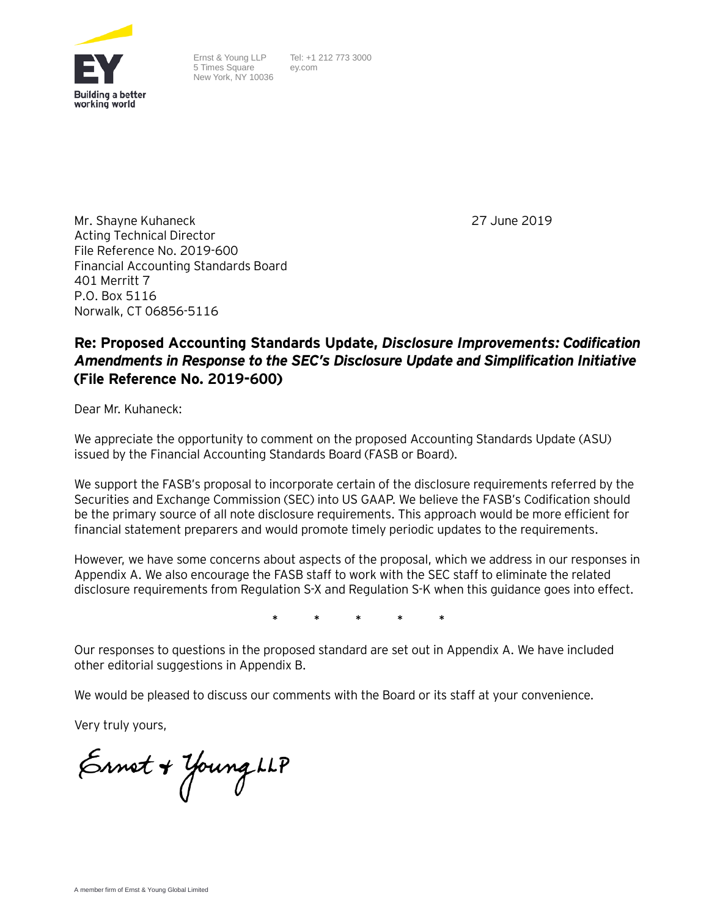Ernst & Young LLP
5 Times Square
New York, NY 10036

Tel: +1 212 773 3000
ey.com

Mr. Shayne Kuhaneck
Acting Technical Director
File Reference No. 2019-600
Financial Accounting Standards Board
401 Merritt 7
P.O. Box 5116
Norwalk, CT 06856-5116

27 June 2019

**Re: Proposed Accounting Standards Update, *Disclosure Improvements: Codification Amendments in Response to the SEC's Disclosure Update and Simplification Initiative* (File Reference No. 2019-600)**

Dear Mr. Kuhaneck:

We appreciate the opportunity to comment on the proposed Accounting Standards Update (ASU) issued by the Financial Accounting Standards Board (FASB or Board).

We support the FASB's proposal to incorporate certain of the disclosure requirements referred by the Securities and Exchange Commission (SEC) into US GAAP. We believe the FASB's Codification should be the primary source of all note disclosure requirements. This approach would be more efficient for financial statement preparers and would promote timely periodic updates to the requirements.

However, we have some concerns about aspects of the proposal, which we address in our responses in Appendix A. We also encourage the FASB staff to work with the SEC staff to eliminate the related disclosure requirements from Regulation S-X and Regulation S-K when this guidance goes into effect.

\* \* \* \* \*

Our responses to questions in the proposed standard are set out in Appendix A. We have included other editorial suggestions in Appendix B.

We would be pleased to discuss our comments with the Board or its staff at your convenience.

Very truly yours,

Ernst + Young LLP

A member firm of Ernst & Young Global Limited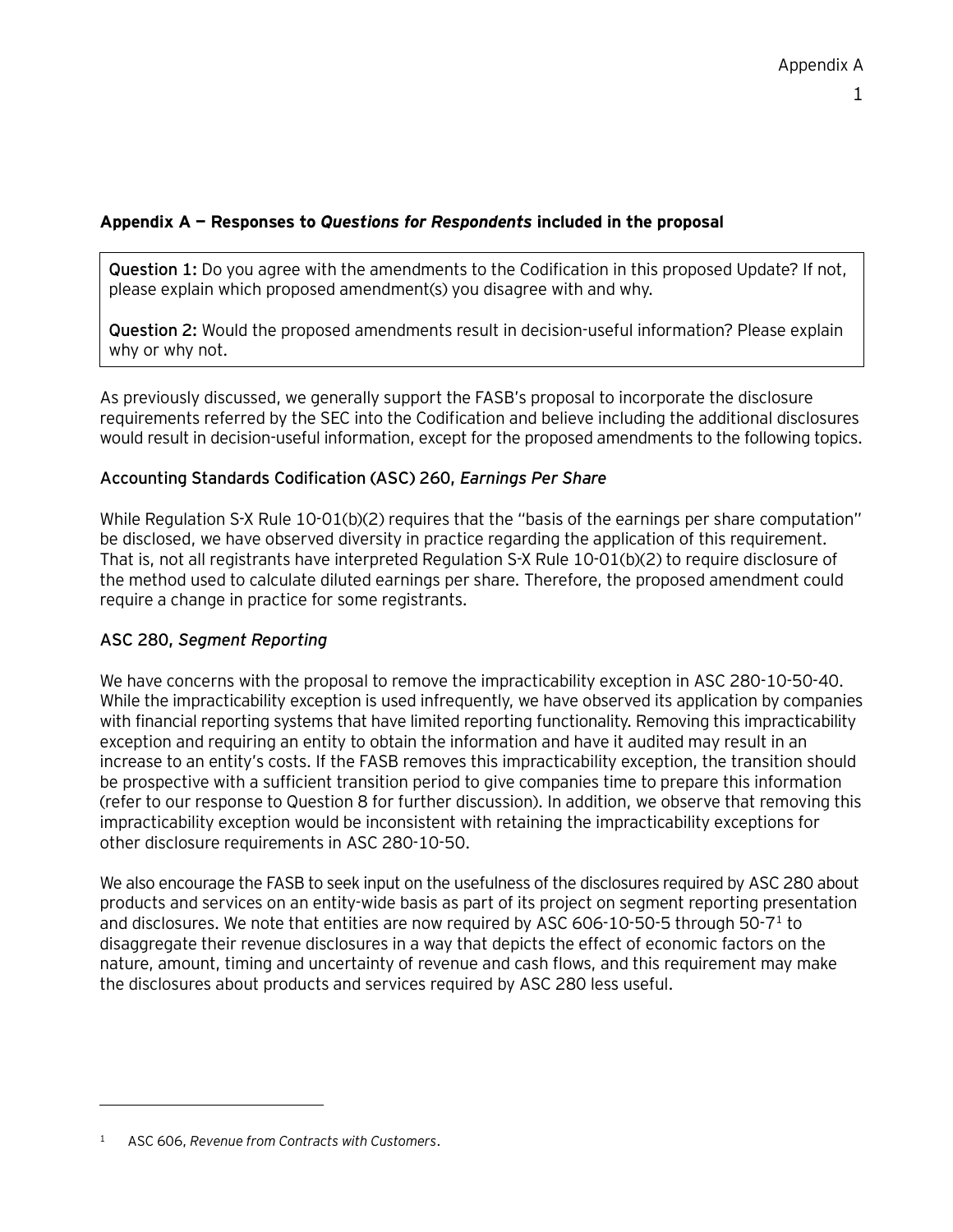**Appendix A — Responses to *Questions for Respondents* included in the proposal**

> **Question 1:** Do you agree with the amendments to the Codification in this proposed Update? If not, please explain which proposed amendment(s) you disagree with and why.
>
> **Question 2:** Would the proposed amendments result in decision-useful information? Please explain why or why not.

As previously discussed, we generally support the FASB's proposal to incorporate the disclosure requirements referred by the SEC into the Codification and believe including the additional disclosures would result in decision-useful information, except for the proposed amendments to the following topics.

### Accounting Standards Codification (ASC) 260, *Earnings Per Share*

While Regulation S-X Rule 10-01(b)(2) requires that the "basis of the earnings per share computation" be disclosed, we have observed diversity in practice regarding the application of this requirement. That is, not all registrants have interpreted Regulation S-X Rule 10-01(b)(2) to require disclosure of the method used to calculate diluted earnings per share. Therefore, the proposed amendment could require a change in practice for some registrants.

### ASC 280, *Segment Reporting*

We have concerns with the proposal to remove the impracticability exception in ASC 280-10-50-40. While the impracticability exception is used infrequently, we have observed its application by companies with financial reporting systems that have limited reporting functionality. Removing this impracticability exception and requiring an entity to obtain the information and have it audited may result in an increase to an entity's costs. If the FASB removes this impracticability exception, the transition should be prospective with a sufficient transition period to give companies time to prepare this information (refer to our response to Question 8 for further discussion). In addition, we observe that removing this impracticability exception would be inconsistent with retaining the impracticability exceptions for other disclosure requirements in ASC 280-10-50.

We also encourage the FASB to seek input on the usefulness of the disclosures required by ASC 280 about products and services on an entity-wide basis as part of its project on segment reporting presentation and disclosures. We note that entities are now required by ASC 606-10-50-5 through 50-7[1] to disaggregate their revenue disclosures in a way that depicts the effect of economic factors on the nature, amount, timing and uncertainty of revenue and cash flows, and this requirement may make the disclosures about products and services required by ASC 280 less useful.

---

[1] ASC 606, *Revenue from Contracts with Customers*.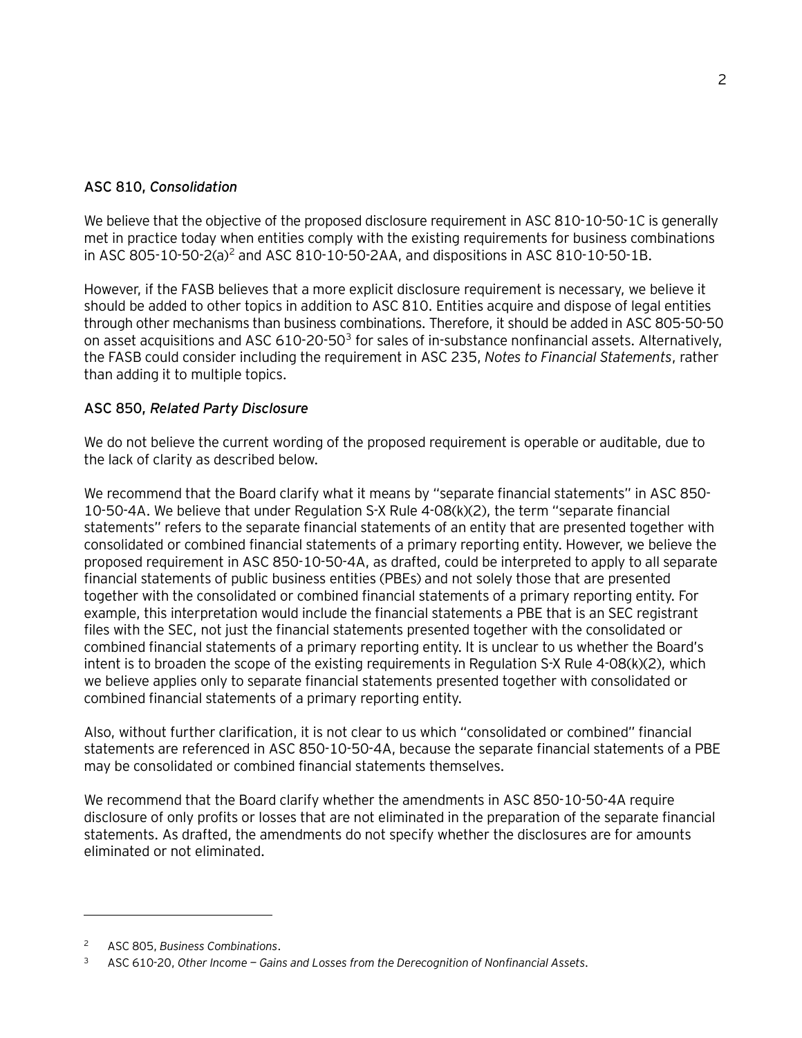### ASC 810, *Consolidation*

We believe that the objective of the proposed disclosure requirement in ASC 810-10-50-1C is generally met in practice today when entities comply with the existing requirements for business combinations in ASC 805-10-50-2(a)[2] and ASC 810-10-50-2AA, and dispositions in ASC 810-10-50-1B.

However, if the FASB believes that a more explicit disclosure requirement is necessary, we believe it should be added to other topics in addition to ASC 810. Entities acquire and dispose of legal entities through other mechanisms than business combinations. Therefore, it should be added in ASC 805-50-50 on asset acquisitions and ASC 610-20-50[3] for sales of in-substance nonfinancial assets. Alternatively, the FASB could consider including the requirement in ASC 235, *Notes to Financial Statements*, rather than adding it to multiple topics.

### ASC 850, *Related Party Disclosure*

We do not believe the current wording of the proposed requirement is operable or auditable, due to the lack of clarity as described below.

We recommend that the Board clarify what it means by "separate financial statements" in ASC 850-10-50-4A. We believe that under Regulation S-X Rule 4-08(k)(2), the term "separate financial statements" refers to the separate financial statements of an entity that are presented together with consolidated or combined financial statements of a primary reporting entity. However, we believe the proposed requirement in ASC 850-10-50-4A, as drafted, could be interpreted to apply to all separate financial statements of public business entities (PBEs) and not solely those that are presented together with the consolidated or combined financial statements of a primary reporting entity. For example, this interpretation would include the financial statements a PBE that is an SEC registrant files with the SEC, not just the financial statements presented together with the consolidated or combined financial statements of a primary reporting entity. It is unclear to us whether the Board's intent is to broaden the scope of the existing requirements in Regulation S-X Rule 4-08(k)(2), which we believe applies only to separate financial statements presented together with consolidated or combined financial statements of a primary reporting entity.

Also, without further clarification, it is not clear to us which "consolidated or combined" financial statements are referenced in ASC 850-10-50-4A, because the separate financial statements of a PBE may be consolidated or combined financial statements themselves.

We recommend that the Board clarify whether the amendments in ASC 850-10-50-4A require disclosure of only profits or losses that are not eliminated in the preparation of the separate financial statements. As drafted, the amendments do not specify whether the disclosures are for amounts eliminated or not eliminated.

---

[2] ASC 805, *Business Combinations*.

[3] ASC 610-20, *Other Income — Gains and Losses from the Derecognition of Nonfinancial Assets*.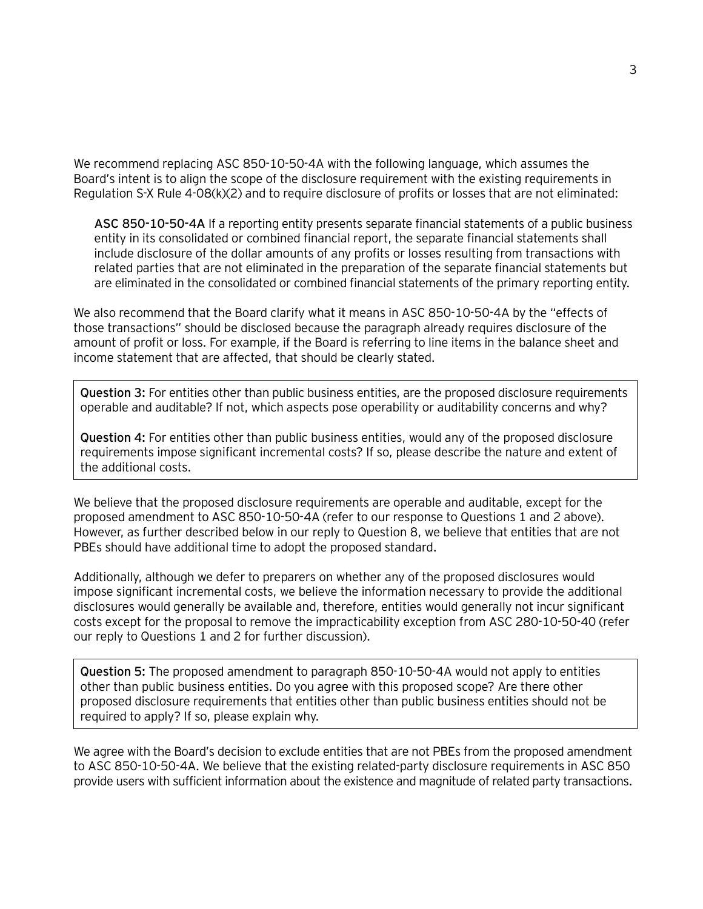We recommend replacing ASC 850-10-50-4A with the following language, which assumes the Board's intent is to align the scope of the disclosure requirement with the existing requirements in Regulation S-X Rule 4-08(k)(2) and to require disclosure of profits or losses that are not eliminated:

> **ASC 850-10-50-4A** If a reporting entity presents separate financial statements of a public business entity in its consolidated or combined financial report, the separate financial statements shall include disclosure of the dollar amounts of any profits or losses resulting from transactions with related parties that are not eliminated in the preparation of the separate financial statements but are eliminated in the consolidated or combined financial statements of the primary reporting entity.

We also recommend that the Board clarify what it means in ASC 850-10-50-4A by the "effects of those transactions" should be disclosed because the paragraph already requires disclosure of the amount of profit or loss. For example, if the Board is referring to line items in the balance sheet and income statement that are affected, that should be clearly stated.

> **Question 3:** For entities other than public business entities, are the proposed disclosure requirements operable and auditable? If not, which aspects pose operability or auditability concerns and why?
>
> **Question 4:** For entities other than public business entities, would any of the proposed disclosure requirements impose significant incremental costs? If so, please describe the nature and extent of the additional costs.

We believe that the proposed disclosure requirements are operable and auditable, except for the proposed amendment to ASC 850-10-50-4A (refer to our response to Questions 1 and 2 above). However, as further described below in our reply to Question 8, we believe that entities that are not PBEs should have additional time to adopt the proposed standard.

Additionally, although we defer to preparers on whether any of the proposed disclosures would impose significant incremental costs, we believe the information necessary to provide the additional disclosures would generally be available and, therefore, entities would generally not incur significant costs except for the proposal to remove the impracticability exception from ASC 280-10-50-40 (refer our reply to Questions 1 and 2 for further discussion).

> **Question 5:** The proposed amendment to paragraph 850-10-50-4A would not apply to entities other than public business entities. Do you agree with this proposed scope? Are there other proposed disclosure requirements that entities other than public business entities should not be required to apply? If so, please explain why.

We agree with the Board's decision to exclude entities that are not PBEs from the proposed amendment to ASC 850-10-50-4A. We believe that the existing related-party disclosure requirements in ASC 850 provide users with sufficient information about the existence and magnitude of related party transactions.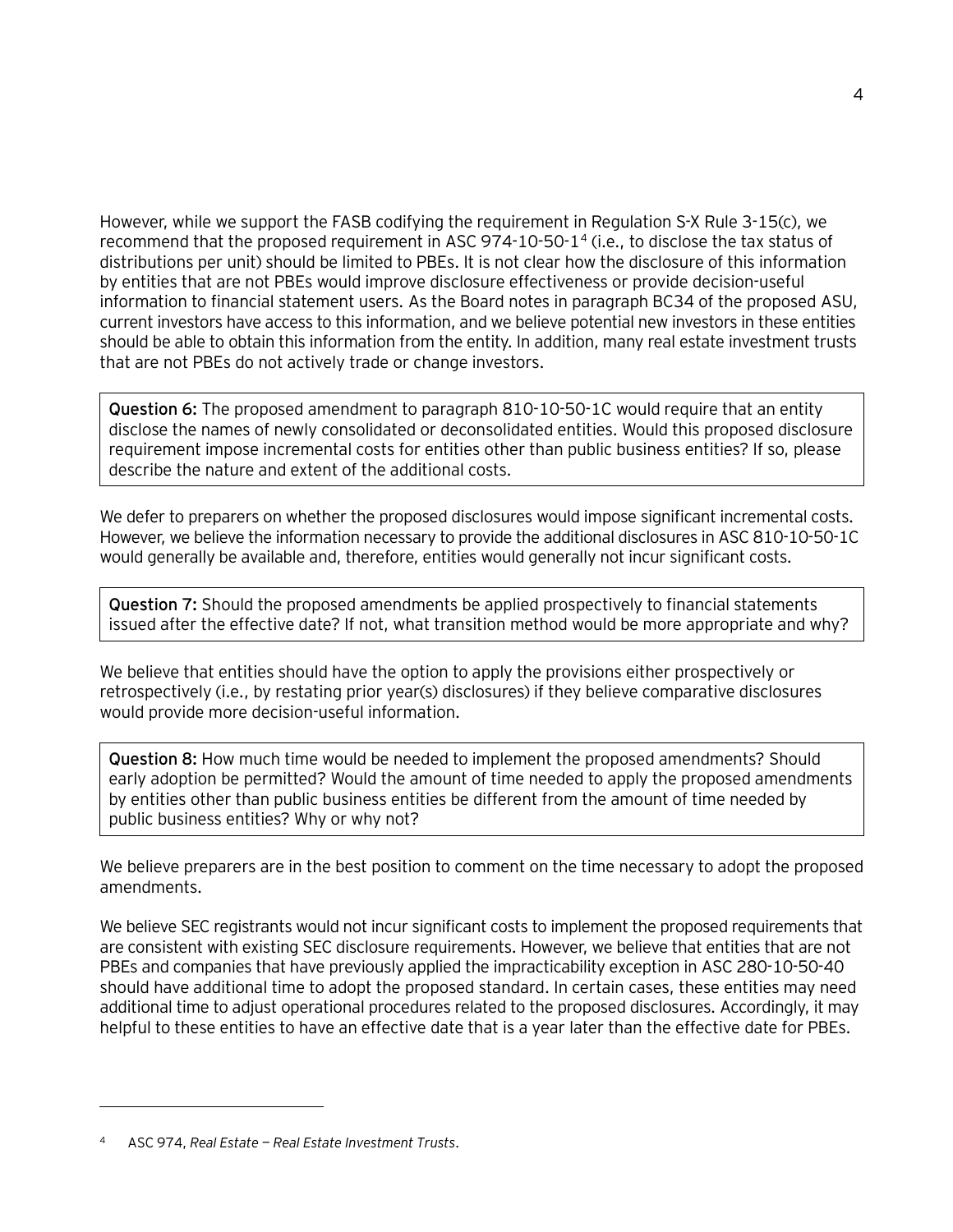However, while we support the FASB codifying the requirement in Regulation S-X Rule 3-15(c), we recommend that the proposed requirement in ASC 974-10-50-1[4] (i.e., to disclose the tax status of distributions per unit) should be limited to PBEs. It is not clear how the disclosure of this information by entities that are not PBEs would improve disclosure effectiveness or provide decision-useful information to financial statement users. As the Board notes in paragraph BC34 of the proposed ASU, current investors have access to this information, and we believe potential new investors in these entities should be able to obtain this information from the entity. In addition, many real estate investment trusts that are not PBEs do not actively trade or change investors.

> **Question 6:** The proposed amendment to paragraph 810-10-50-1C would require that an entity disclose the names of newly consolidated or deconsolidated entities. Would this proposed disclosure requirement impose incremental costs for entities other than public business entities? If so, please describe the nature and extent of the additional costs.

We defer to preparers on whether the proposed disclosures would impose significant incremental costs. However, we believe the information necessary to provide the additional disclosures in ASC 810-10-50-1C would generally be available and, therefore, entities would generally not incur significant costs.

> **Question 7:** Should the proposed amendments be applied prospectively to financial statements issued after the effective date? If not, what transition method would be more appropriate and why?

We believe that entities should have the option to apply the provisions either prospectively or retrospectively (i.e., by restating prior year(s) disclosures) if they believe comparative disclosures would provide more decision-useful information.

> **Question 8:** How much time would be needed to implement the proposed amendments? Should early adoption be permitted? Would the amount of time needed to apply the proposed amendments by entities other than public business entities be different from the amount of time needed by public business entities? Why or why not?

We believe preparers are in the best position to comment on the time necessary to adopt the proposed amendments.

We believe SEC registrants would not incur significant costs to implement the proposed requirements that are consistent with existing SEC disclosure requirements. However, we believe that entities that are not PBEs and companies that have previously applied the impracticability exception in ASC 280-10-50-40 should have additional time to adopt the proposed standard. In certain cases, these entities may need additional time to adjust operational procedures related to the proposed disclosures. Accordingly, it may helpful to these entities to have an effective date that is a year later than the effective date for PBEs.

---

[4] ASC 974, *Real Estate — Real Estate Investment Trusts*.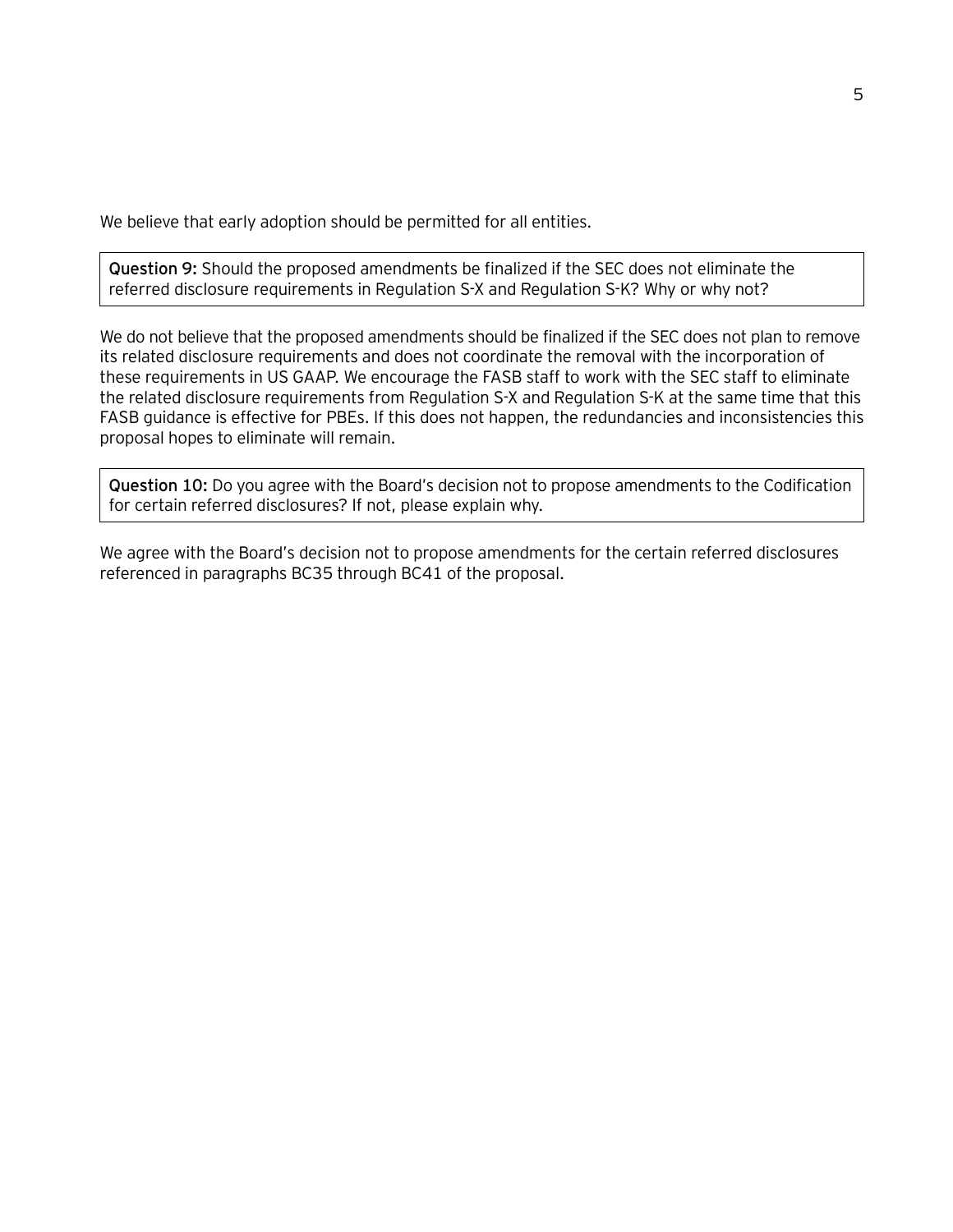We believe that early adoption should be permitted for all entities.

> **Question 9:** Should the proposed amendments be finalized if the SEC does not eliminate the referred disclosure requirements in Regulation S-X and Regulation S-K? Why or why not?

We do not believe that the proposed amendments should be finalized if the SEC does not plan to remove its related disclosure requirements and does not coordinate the removal with the incorporation of these requirements in US GAAP. We encourage the FASB staff to work with the SEC staff to eliminate the related disclosure requirements from Regulation S-X and Regulation S-K at the same time that this FASB guidance is effective for PBEs. If this does not happen, the redundancies and inconsistencies this proposal hopes to eliminate will remain.

> **Question 10:** Do you agree with the Board's decision not to propose amendments to the Codification for certain referred disclosures? If not, please explain why.

We agree with the Board's decision not to propose amendments for the certain referred disclosures referenced in paragraphs BC35 through BC41 of the proposal.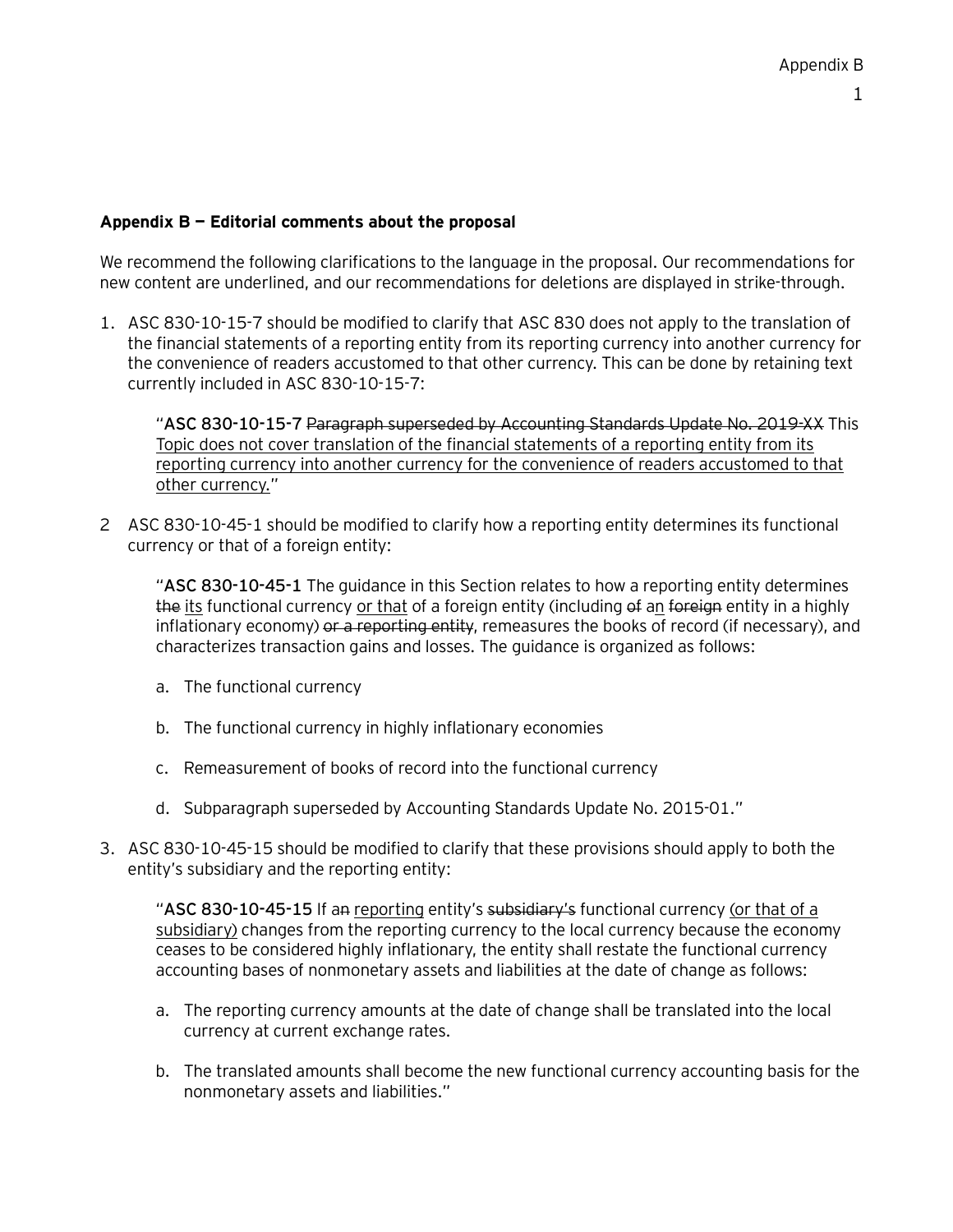**Appendix B — Editorial comments about the proposal**

We recommend the following clarifications to the language in the proposal. Our recommendations for new content are underlined, and our recommendations for deletions are displayed in strike-through.

1. ASC 830-10-15-7 should be modified to clarify that ASC 830 does not apply to the translation of the financial statements of a reporting entity from its reporting currency into another currency for the convenience of readers accustomed to that other currency. This can be done by retaining text currently included in ASC 830-10-15-7:

    "**ASC 830-10-15-7** ~~Paragraph superseded by Accounting Standards Update No. 2019-XX~~ <u>This Topic does not cover translation of the financial statements of a reporting entity from its reporting currency into another currency for the convenience of readers accustomed to that other currency.</u>"

2. ASC 830-10-45-1 should be modified to clarify how a reporting entity determines its functional currency or that of a foreign entity:

    "**ASC 830-10-45-1** The guidance in this Section relates to how a reporting entity determines ~~the~~ <u>its</u> functional currency <u>or that</u> of a foreign entity (including ~~of~~ a<u>n</u> ~~foreign~~ entity in a highly inflationary economy) ~~or a reporting entity~~, remeasures the books of record (if necessary), and characterizes transaction gains and losses. The guidance is organized as follows:

    a. The functional currency

    b. The functional currency in highly inflationary economies

    c. Remeasurement of books of record into the functional currency

    d. Subparagraph superseded by Accounting Standards Update No. 2015-01."

3. ASC 830-10-45-15 should be modified to clarify that these provisions should apply to both the entity's subsidiary and the reporting entity:

    "**ASC 830-10-45-15** If a~~n~~ <u>reporting</u> entity's ~~subsidiary's~~ functional currency <u>(or that of a subsidiary)</u> changes from the reporting currency to the local currency because the economy ceases to be considered highly inflationary, the entity shall restate the functional currency accounting bases of nonmonetary assets and liabilities at the date of change as follows:

    a. The reporting currency amounts at the date of change shall be translated into the local currency at current exchange rates.

    b. The translated amounts shall become the new functional currency accounting basis for the nonmonetary assets and liabilities."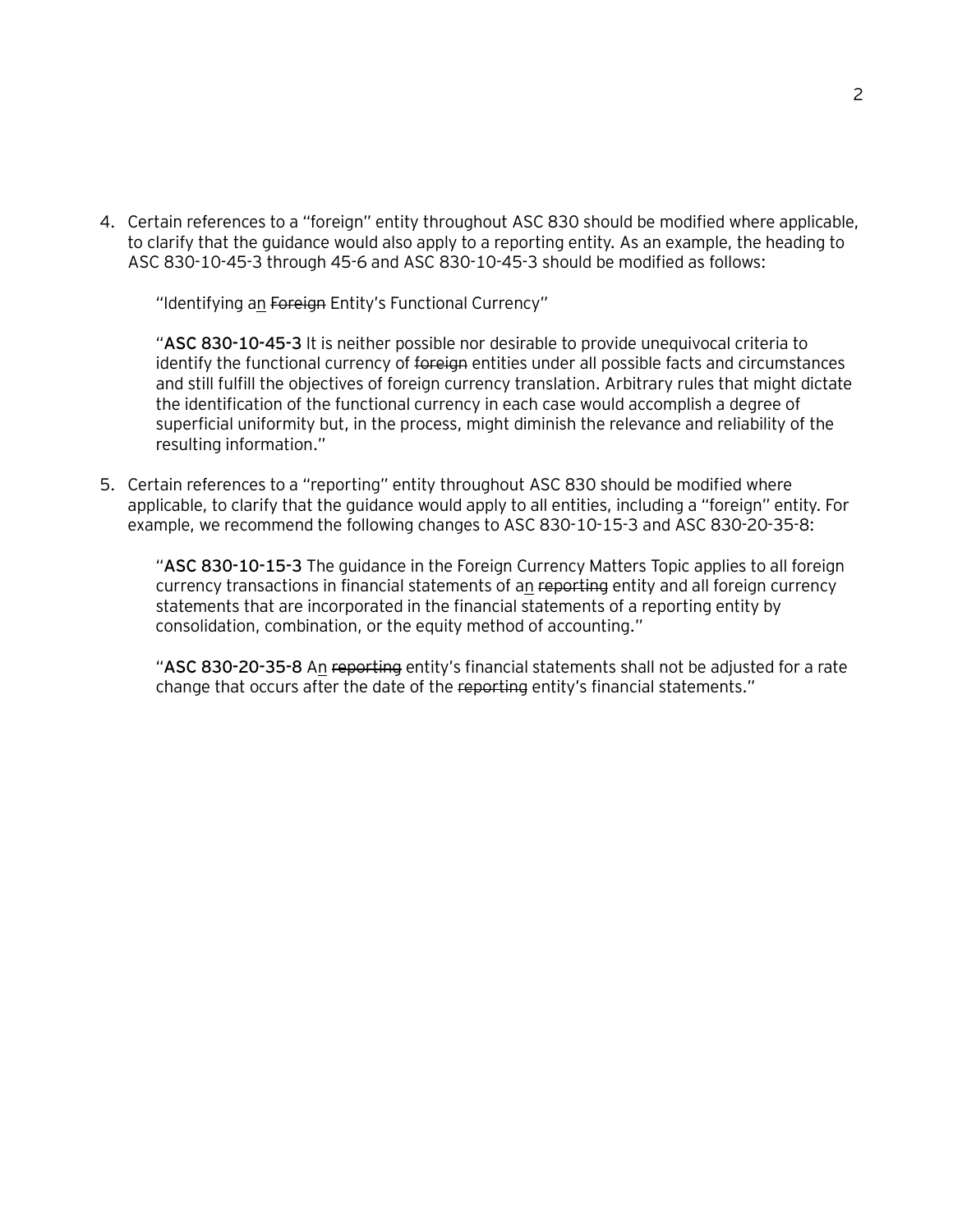4. Certain references to a "foreign" entity throughout ASC 830 should be modified where applicable, to clarify that the guidance would also apply to a reporting entity. As an example, the heading to ASC 830-10-45-3 through 45-6 and ASC 830-10-45-3 should be modified as follows:

   "Identifying a<u>n</u> ~~Foreign~~ Entity's Functional Currency"

   "**ASC 830-10-45-3** It is neither possible nor desirable to provide unequivocal criteria to identify the functional currency of ~~foreign~~ entities under all possible facts and circumstances and still fulfill the objectives of foreign currency translation. Arbitrary rules that might dictate the identification of the functional currency in each case would accomplish a degree of superficial uniformity but, in the process, might diminish the relevance and reliability of the resulting information."

5. Certain references to a "reporting" entity throughout ASC 830 should be modified where applicable, to clarify that the guidance would apply to all entities, including a "foreign" entity. For example, we recommend the following changes to ASC 830-10-15-3 and ASC 830-20-35-8:

   "**ASC 830-10-15-3** The guidance in the Foreign Currency Matters Topic applies to all foreign currency transactions in financial statements of a<u>n</u> ~~reporting~~ entity and all foreign currency statements that are incorporated in the financial statements of a reporting entity by consolidation, combination, or the equity method of accounting."

   "**ASC 830-20-35-8** A<u>n</u> ~~reporting~~ entity's financial statements shall not be adjusted for a rate change that occurs after the date of the ~~reporting~~ entity's financial statements."